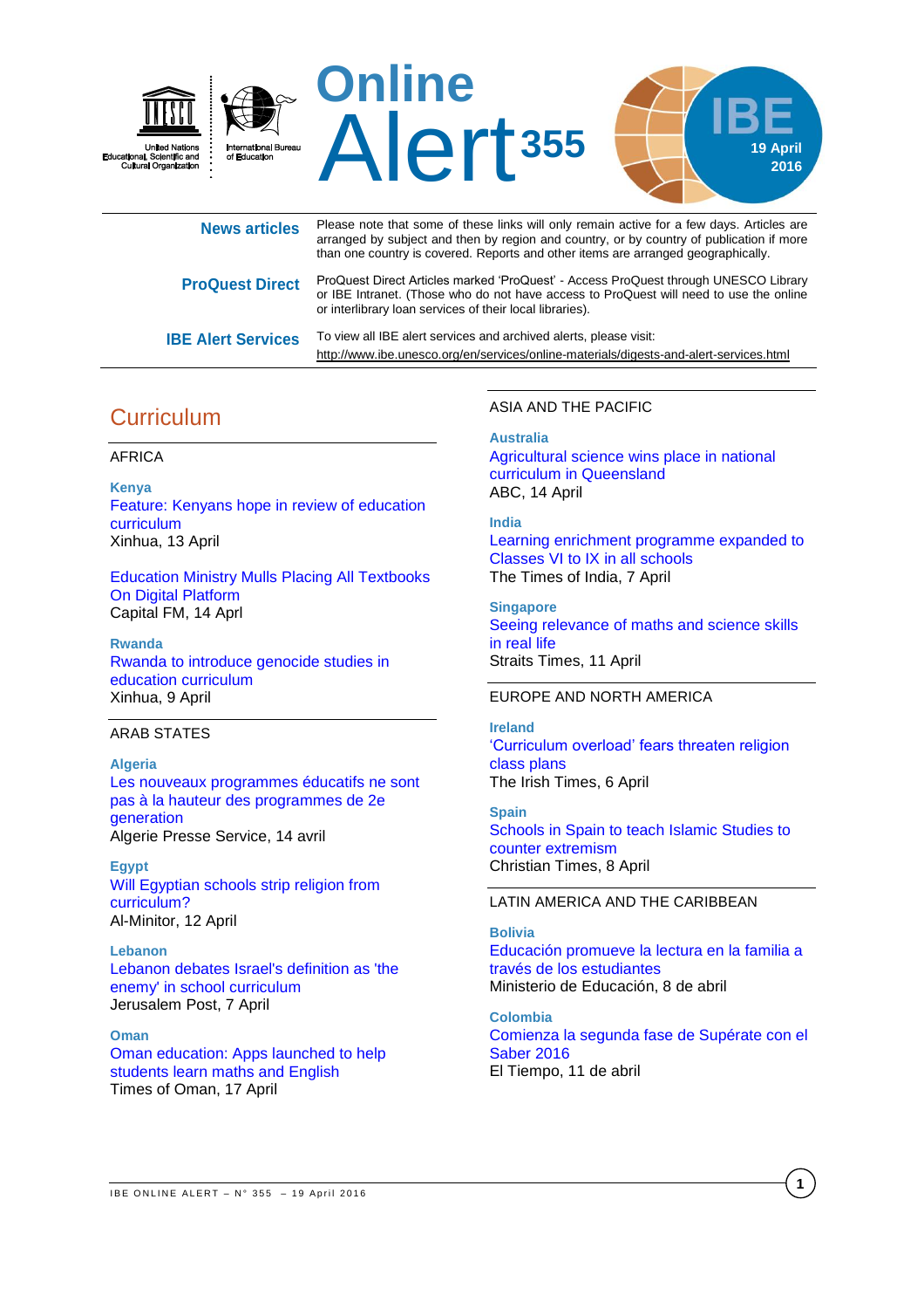United Nations Educational, Scientific and Cultural Organization | International Bureau of Education

# Online Alert 355

IBE 19 April 2016

**News articles** Please note that some of these links will only remain active for a few days. Articles are arranged by subject and then by region and country, or by country of publication if more than one country is covered. Reports and other items are arranged geographically.

**ProQuest Direct** ProQuest Direct Articles marked 'ProQuest' - Access ProQuest through UNESCO Library or IBE Intranet. (Those who do not have access to ProQuest will need to use the online or interlibrary loan services of their local libraries).

**IBE Alert Services** To view all IBE alert services and archived alerts, please visit: http://www.ibe.unesco.org/en/services/online-materials/digests-and-alert-services.html

## Curriculum

### AFRICA

**Kenya**

Feature: Kenyans hope in review of education curriculum
Xinhua, 13 April

Education Ministry Mulls Placing All Textbooks On Digital Platform
Capital FM, 14 Aprl

**Rwanda**

Rwanda to introduce genocide studies in education curriculum
Xinhua, 9 April

### ARAB STATES

**Algeria**

Les nouveaux programmes éducatifs ne sont pas à la hauteur des programmes de 2e generation
Algerie Presse Service, 14 avril

**Egypt**

Will Egyptian schools strip religion from curriculum?
Al-Minitor, 12 April

**Lebanon**

Lebanon debates Israel's definition as 'the enemy' in school curriculum
Jerusalem Post, 7 April

**Oman**

Oman education: Apps launched to help students learn maths and English
Times of Oman, 17 April

### ASIA AND THE PACIFIC

**Australia**

Agricultural science wins place in national curriculum in Queensland
ABC, 14 April

**India**

Learning enrichment programme expanded to Classes VI to IX in all schools
The Times of India, 7 April

**Singapore**

Seeing relevance of maths and science skills in real life
Straits Times, 11 April

### EUROPE AND NORTH AMERICA

**Ireland**

'Curriculum overload' fears threaten religion class plans
The Irish Times, 6 April

**Spain**

Schools in Spain to teach Islamic Studies to counter extremism
Christian Times, 8 April

### LATIN AMERICA AND THE CARIBBEAN

**Bolivia**

Educación promueve la lectura en la familia a través de los estudiantes
Ministerio de Educación, 8 de abril

**Colombia**

Comienza la segunda fase de Supérate con el Saber 2016
El Tiempo, 11 de abril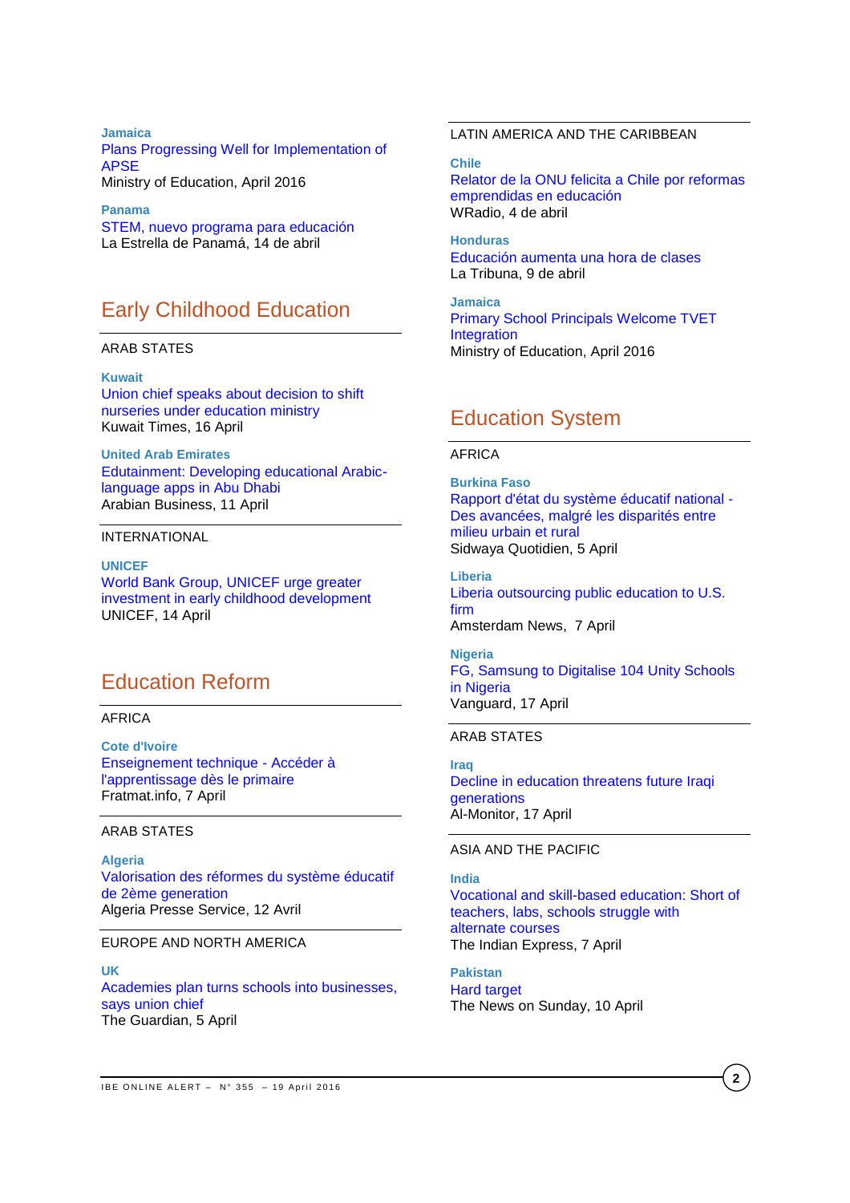**Jamaica**
Plans Progressing Well for Implementation of APSE
Ministry of Education, April 2016

**Panama**
STEM, nuevo programa para educación
La Estrella de Panamá, 14 de abril

## Early Childhood Education

ARAB STATES

**Kuwait**
Union chief speaks about decision to shift nurseries under education ministry
Kuwait Times, 16 April

**United Arab Emirates**
Edutainment: Developing educational Arabic-language apps in Abu Dhabi
Arabian Business, 11 April

INTERNATIONAL

**UNICEF**
World Bank Group, UNICEF urge greater investment in early childhood development
UNICEF, 14 April

## Education Reform

AFRICA

**Cote d'Ivoire**
Enseignement technique - Accéder à l'apprentissage dès le primaire
Fratmat.info, 7 April

ARAB STATES

**Algeria**
Valorisation des réformes du système éducatif de 2ème generation
Algeria Presse Service, 12 Avril

EUROPE AND NORTH AMERICA

**UK**
Academies plan turns schools into businesses, says union chief
The Guardian, 5 April

LATIN AMERICA AND THE CARIBBEAN

**Chile**
Relator de la ONU felicita a Chile por reformas emprendidas en educación
WRadio, 4 de abril

**Honduras**
Educación aumenta una hora de clases
La Tribuna, 9 de abril

**Jamaica**
Primary School Principals Welcome TVET Integration
Ministry of Education, April 2016

## Education System

AFRICA

**Burkina Faso**
Rapport d'état du système éducatif national - Des avancées, malgré les disparités entre milieu urbain et rural
Sidwaya Quotidien, 5 April

**Liberia**
Liberia outsourcing public education to U.S. firm
Amsterdam News, 7 April

**Nigeria**
FG, Samsung to Digitalise 104 Unity Schools in Nigeria
Vanguard, 17 April

ARAB STATES

**Iraq**
Decline in education threatens future Iraqi generations
Al-Monitor, 17 April

ASIA AND THE PACIFIC

**India**
Vocational and skill-based education: Short of teachers, labs, schools struggle with alternate courses
The Indian Express, 7 April

**Pakistan**
Hard target
The News on Sunday, 10 April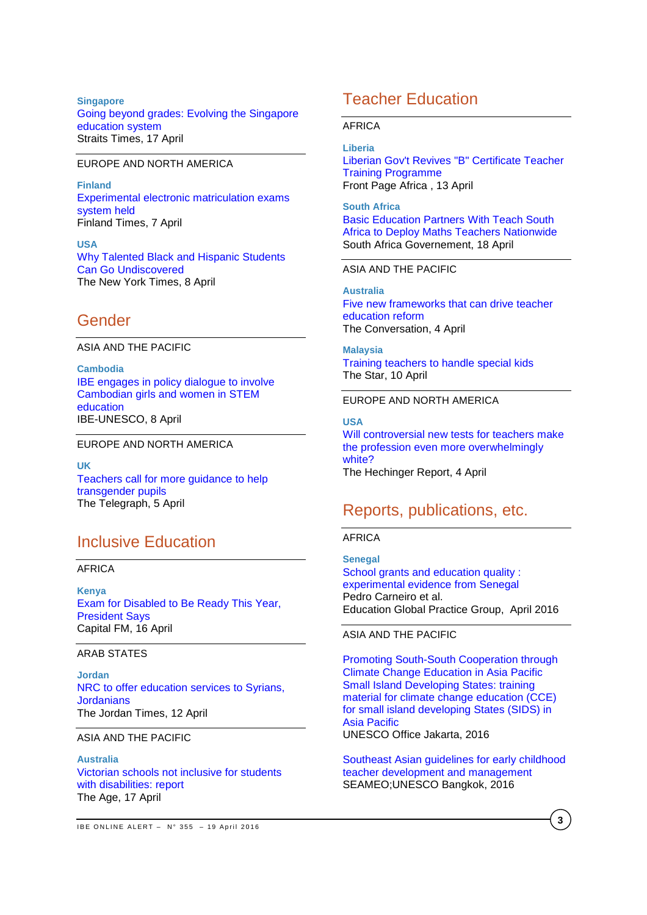**Singapore**
Going beyond grades: Evolving the Singapore education system
Straits Times, 17 April

EUROPE AND NORTH AMERICA

**Finland**
Experimental electronic matriculation exams system held
Finland Times, 7 April

**USA**
Why Talented Black and Hispanic Students Can Go Undiscovered
The New York Times, 8 April

## Gender

ASIA AND THE PACIFIC

**Cambodia**
IBE engages in policy dialogue to involve Cambodian girls and women in STEM education
IBE-UNESCO, 8 April

EUROPE AND NORTH AMERICA

**UK**
Teachers call for more guidance to help transgender pupils
The Telegraph, 5 April

## Inclusive Education

AFRICA

**Kenya**
Exam for Disabled to Be Ready This Year, President Says
Capital FM, 16 April

ARAB STATES

**Jordan**
NRC to offer education services to Syrians, Jordanians
The Jordan Times, 12 April

ASIA AND THE PACIFIC

**Australia**
Victorian schools not inclusive for students with disabilities: report
The Age, 17 April

## Teacher Education

AFRICA

**Liberia**
Liberian Gov't Revives "B" Certificate Teacher Training Programme
Front Page Africa , 13 April

**South Africa**
Basic Education Partners With Teach South Africa to Deploy Maths Teachers Nationwide
South Africa Governement, 18 April

ASIA AND THE PACIFIC

**Australia**
Five new frameworks that can drive teacher education reform
The Conversation, 4 April

**Malaysia**
Training teachers to handle special kids
The Star, 10 April

EUROPE AND NORTH AMERICA

**USA**
Will controversial new tests for teachers make the profession even more overwhelmingly white?
The Hechinger Report, 4 April

## Reports, publications, etc.

AFRICA

**Senegal**
School grants and education quality : experimental evidence from Senegal
Pedro Carneiro et al.
Education Global Practice Group, April 2016

ASIA AND THE PACIFIC

Promoting South-South Cooperation through Climate Change Education in Asia Pacific Small Island Developing States: training material for climate change education (CCE) for small island developing States (SIDS) in Asia Pacific
UNESCO Office Jakarta, 2016

Southeast Asian guidelines for early childhood teacher development and management
SEAMEO;UNESCO Bangkok, 2016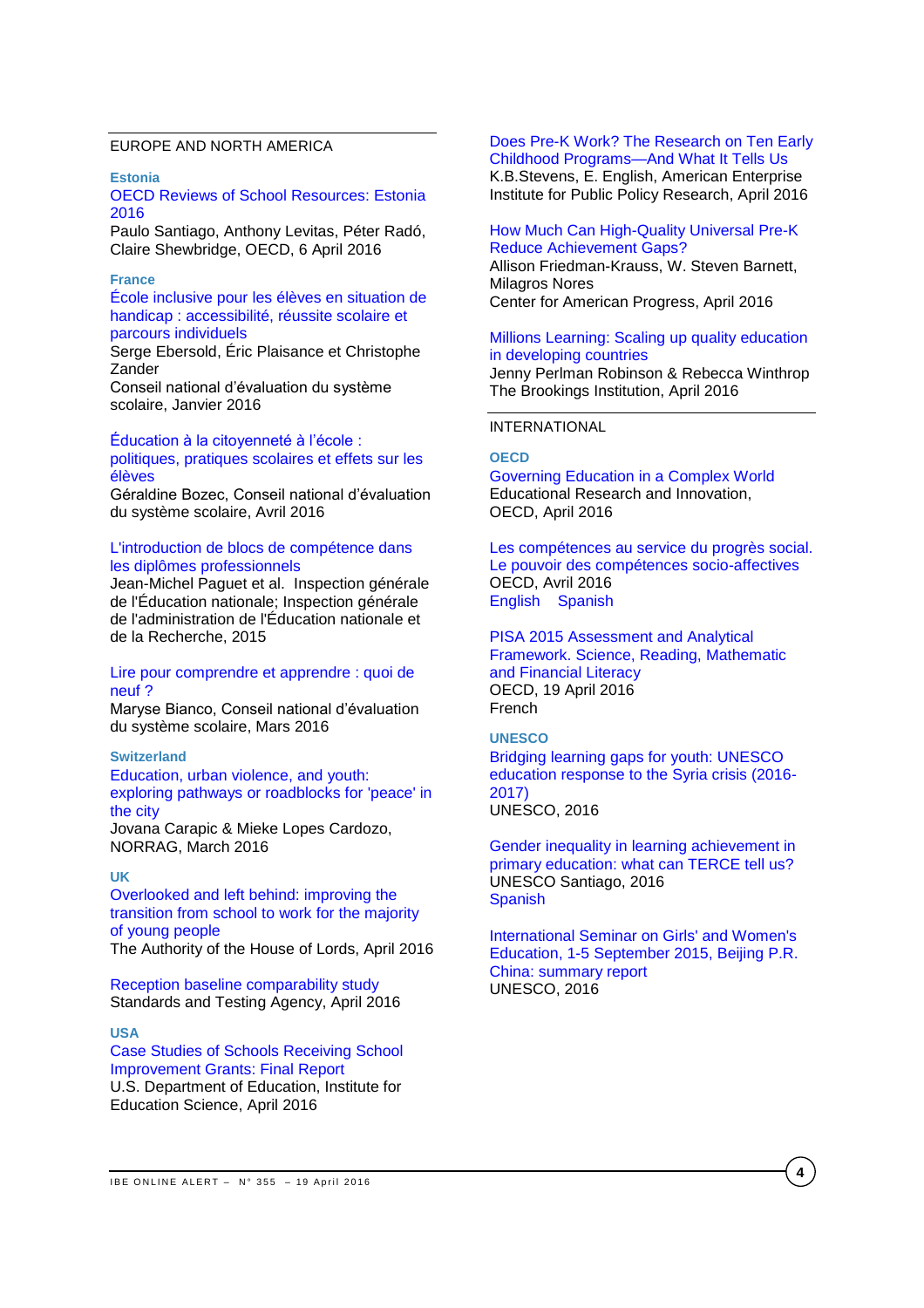## EUROPE AND NORTH AMERICA

### Estonia

OECD Reviews of School Resources: Estonia 2016
Paulo Santiago, Anthony Levitas, Péter Radó, Claire Shewbridge, OECD, 6 April 2016

### France

École inclusive pour les élèves en situation de handicap : accessibilité, réussite scolaire et parcours individuels
Serge Ebersold, Éric Plaisance et Christophe Zander
Conseil national d'évaluation du système scolaire, Janvier 2016

Éducation à la citoyenneté à l'école : politiques, pratiques scolaires et effets sur les élèves
Géraldine Bozec, Conseil national d'évaluation du système scolaire, Avril 2016

L'introduction de blocs de compétence dans les diplômes professionnels
Jean-Michel Paguet et al. Inspection générale de l'Éducation nationale; Inspection générale de l'administration de l'Éducation nationale et de la Recherche, 2015

Lire pour comprendre et apprendre : quoi de neuf ?
Maryse Bianco, Conseil national d'évaluation du système scolaire, Mars 2016

### Switzerland

Education, urban violence, and youth: exploring pathways or roadblocks for 'peace' in the city
Jovana Carapic & Mieke Lopes Cardozo, NORRAG, March 2016

### UK

Overlooked and left behind: improving the transition from school to work for the majority of young people
The Authority of the House of Lords, April 2016

Reception baseline comparability study
Standards and Testing Agency, April 2016

### USA

Case Studies of Schools Receiving School Improvement Grants: Final Report
U.S. Department of Education, Institute for Education Science, April 2016

Does Pre-K Work? The Research on Ten Early Childhood Programs—And What It Tells Us
K.B.Stevens, E. English, American Enterprise Institute for Public Policy Research, April 2016

How Much Can High-Quality Universal Pre-K Reduce Achievement Gaps?
Allison Friedman-Krauss, W. Steven Barnett, Milagros Nores
Center for American Progress, April 2016

Millions Learning: Scaling up quality education in developing countries
Jenny Perlman Robinson & Rebecca Winthrop
The Brookings Institution, April 2016

## INTERNATIONAL

### OECD

Governing Education in a Complex World
Educational Research and Innovation, OECD, April 2016

Les compétences au service du progrès social. Le pouvoir des compétences socio-affectives
OECD, Avril 2016
English Spanish

PISA 2015 Assessment and Analytical Framework. Science, Reading, Mathematic and Financial Literacy
OECD, 19 April 2016
French

### UNESCO

Bridging learning gaps for youth: UNESCO education response to the Syria crisis (2016-2017)
UNESCO, 2016

Gender inequality in learning achievement in primary education: what can TERCE tell us?
UNESCO Santiago, 2016
Spanish

International Seminar on Girls' and Women's Education, 1-5 September 2015, Beijing P.R. China: summary report
UNESCO, 2016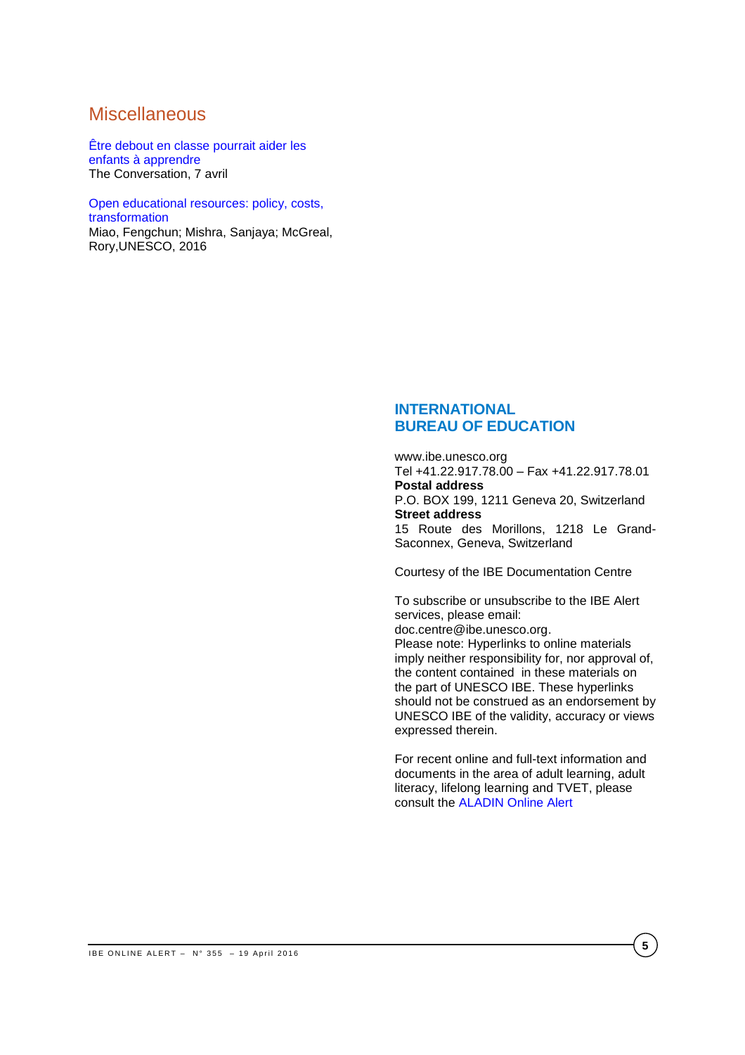## Miscellaneous

Être debout en classe pourrait aider les enfants à apprendre
The Conversation, 7 avril

Open educational resources: policy, costs, transformation
Miao, Fengchun; Mishra, Sanjaya; McGreal, Rory,UNESCO, 2016

## INTERNATIONAL BUREAU OF EDUCATION

www.ibe.unesco.org
Tel +41.22.917.78.00 – Fax +41.22.917.78.01
**Postal address**
P.O. BOX 199, 1211 Geneva 20, Switzerland
**Street address**
15 Route des Morillons, 1218 Le Grand-Saconnex, Geneva, Switzerland

Courtesy of the IBE Documentation Centre

To subscribe or unsubscribe to the IBE Alert services, please email: doc.centre@ibe.unesco.org.
Please note: Hyperlinks to online materials imply neither responsibility for, nor approval of, the content contained in these materials on the part of UNESCO IBE. These hyperlinks should not be construed as an endorsement by UNESCO IBE of the validity, accuracy or views expressed therein.

For recent online and full-text information and documents in the area of adult learning, adult literacy, lifelong learning and TVET, please consult the ALADIN Online Alert